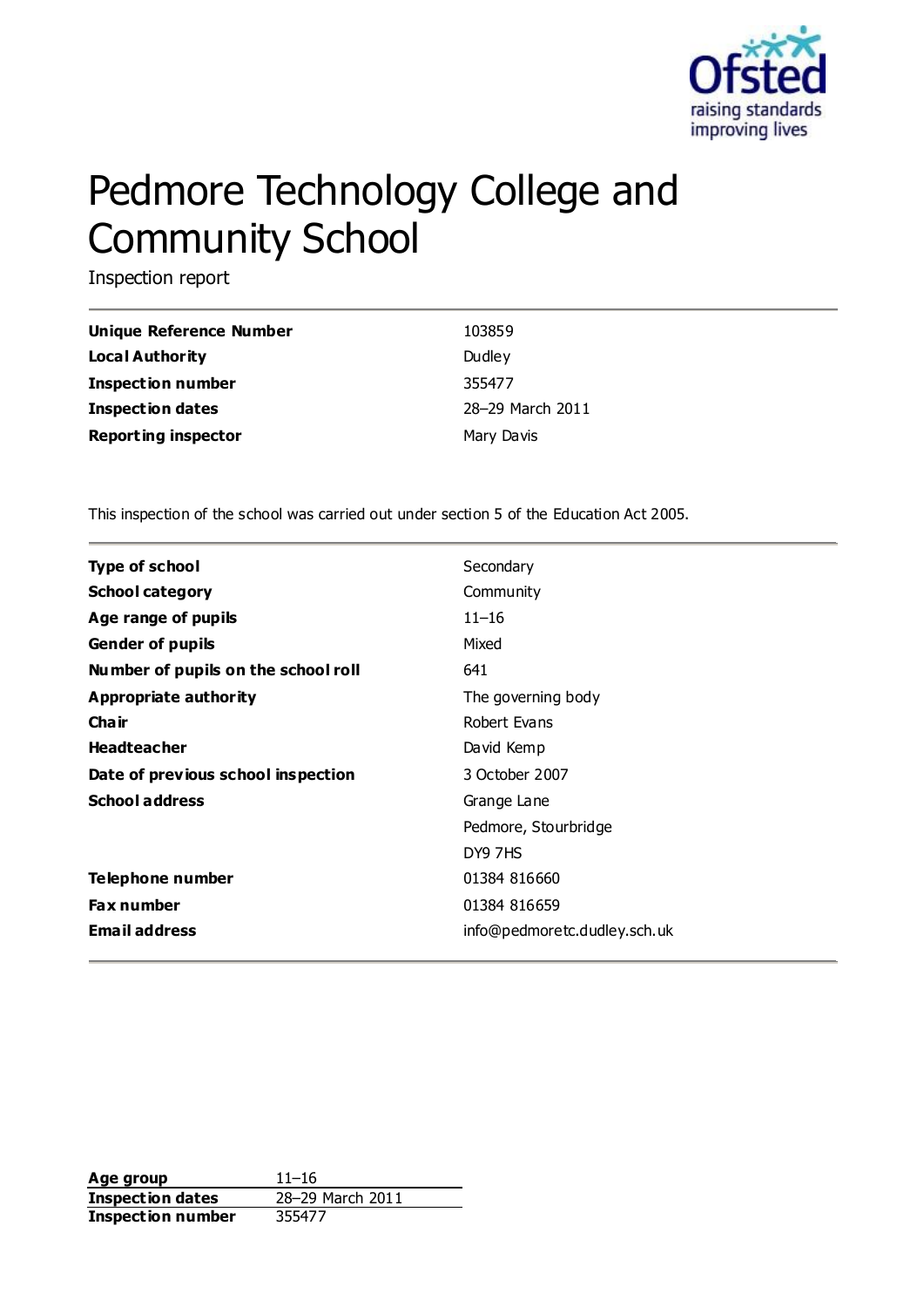# Pedmore Technology College and Community School

Inspection report

| | |
|---|---|
| **Unique Reference Number** | 103859 |
| **Local Authority** | Dudley |
| **Inspection number** | 355477 |
| **Inspection dates** | 28–29 March 2011 |
| **Reporting inspector** | Mary Davis |

This inspection of the school was carried out under section 5 of the Education Act 2005.

| | |
|---|---|
| **Type of school** | Secondary |
| **School category** | Community |
| **Age range of pupils** | 11–16 |
| **Gender of pupils** | Mixed |
| **Number of pupils on the school roll** | 641 |
| **Appropriate authority** | The governing body |
| **Chair** | Robert Evans |
| **Headteacher** | David Kemp |
| **Date of previous school inspection** | 3 October 2007 |
| **School address** | Grange Lane<br>Pedmore, Stourbridge<br>DY9 7HS |
| **Telephone number** | 01384 816660 |
| **Fax number** | 01384 816659 |
| **Email address** | info@pedmoretc.dudley.sch.uk |

| | |
|---|---|
| **Age group** | 11–16 |
| **Inspection dates** | 28–29 March 2011 |
| **Inspection number** | 355477 |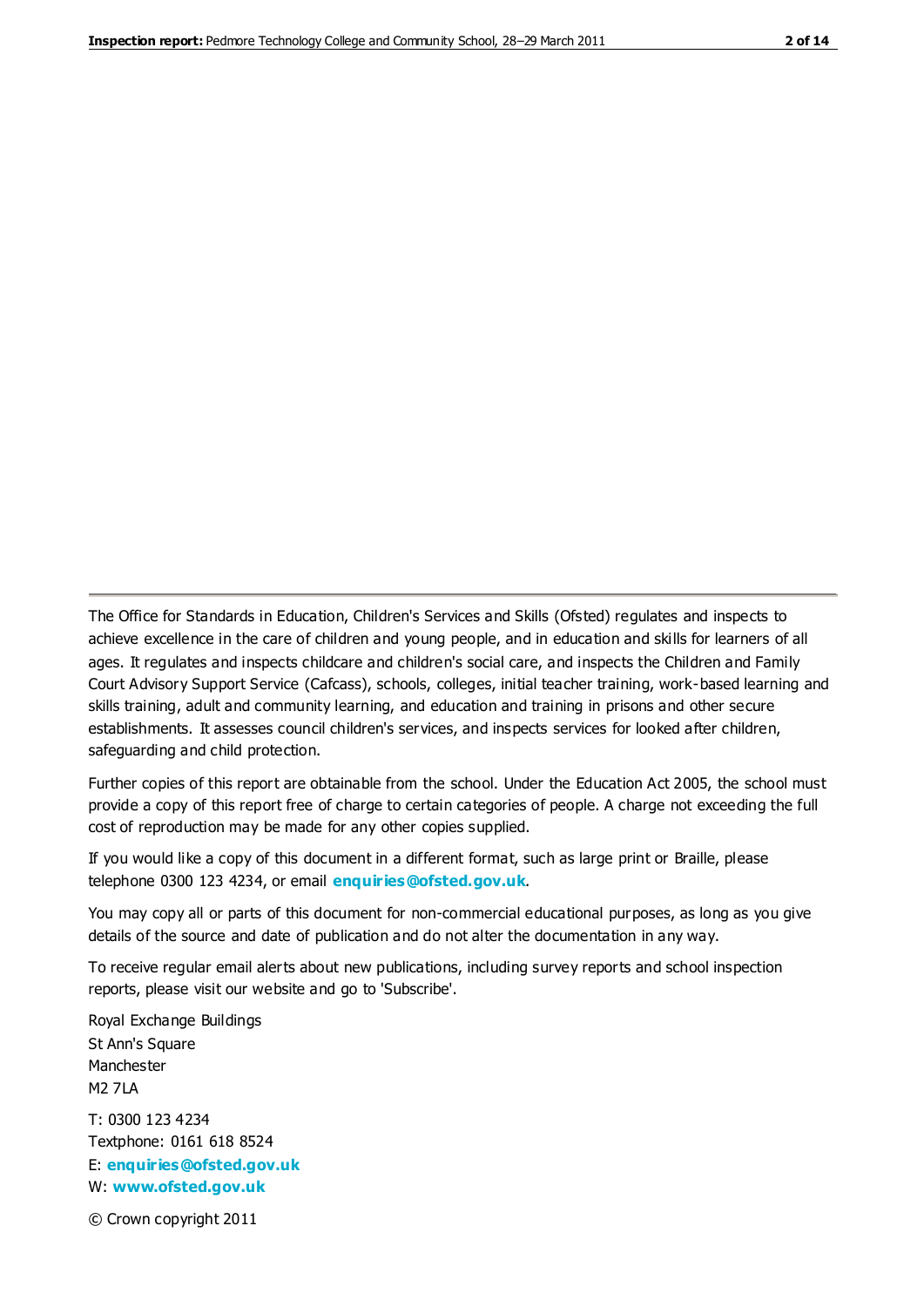The Office for Standards in Education, Children's Services and Skills (Ofsted) regulates and inspects to achieve excellence in the care of children and young people, and in education and skills for learners of all ages. It regulates and inspects childcare and children's social care, and inspects the Children and Family Court Advisory Support Service (Cafcass), schools, colleges, initial teacher training, work-based learning and skills training, adult and community learning, and education and training in prisons and other secure establishments. It assesses council children's services, and inspects services for looked after children, safeguarding and child protection.

Further copies of this report are obtainable from the school. Under the Education Act 2005, the school must provide a copy of this report free of charge to certain categories of people. A charge not exceeding the full cost of reproduction may be made for any other copies supplied.

If you would like a copy of this document in a different format, such as large print or Braille, please telephone 0300 123 4234, or email **enquiries@ofsted.gov.uk**.

You may copy all or parts of this document for non-commercial educational purposes, as long as you give details of the source and date of publication and do not alter the documentation in any way.

To receive regular email alerts about new publications, including survey reports and school inspection reports, please visit our website and go to 'Subscribe'.

Royal Exchange Buildings
St Ann's Square
Manchester
M2 7LA

T: 0300 123 4234
Textphone: 0161 618 8524
E: **enquiries@ofsted.gov.uk**
W: **www.ofsted.gov.uk**

© Crown copyright 2011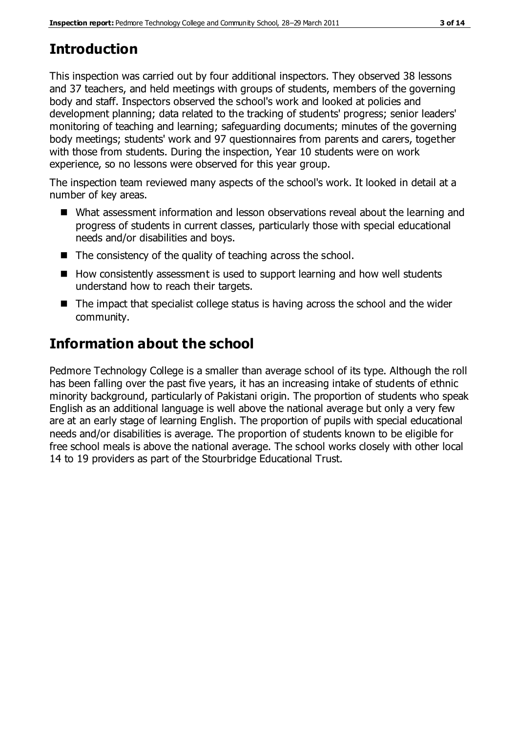## Introduction

This inspection was carried out by four additional inspectors. They observed 38 lessons and 37 teachers, and held meetings with groups of students, members of the governing body and staff. Inspectors observed the school's work and looked at policies and development planning; data related to the tracking of students' progress; senior leaders' monitoring of teaching and learning; safeguarding documents; minutes of the governing body meetings; students' work and 97 questionnaires from parents and carers, together with those from students. During the inspection, Year 10 students were on work experience, so no lessons were observed for this year group.

The inspection team reviewed many aspects of the school's work. It looked in detail at a number of key areas.

- What assessment information and lesson observations reveal about the learning and progress of students in current classes, particularly those with special educational needs and/or disabilities and boys.
- The consistency of the quality of teaching across the school.
- How consistently assessment is used to support learning and how well students understand how to reach their targets.
- The impact that specialist college status is having across the school and the wider community.

## Information about the school

Pedmore Technology College is a smaller than average school of its type. Although the roll has been falling over the past five years, it has an increasing intake of students of ethnic minority background, particularly of Pakistani origin. The proportion of students who speak English as an additional language is well above the national average but only a very few are at an early stage of learning English. The proportion of pupils with special educational needs and/or disabilities is average. The proportion of students known to be eligible for free school meals is above the national average. The school works closely with other local 14 to 19 providers as part of the Stourbridge Educational Trust.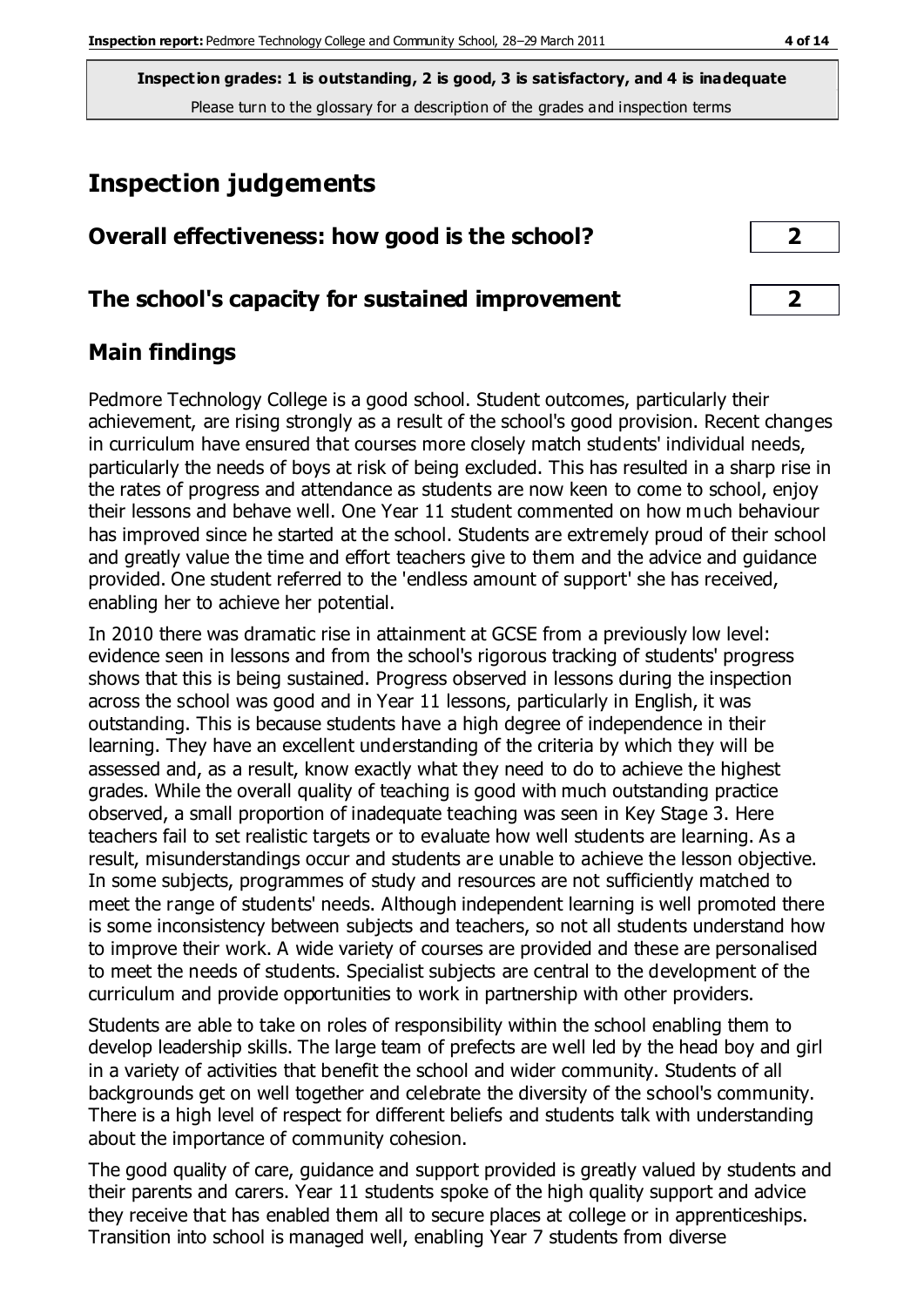**Inspection grades: 1 is outstanding, 2 is good, 3 is satisfactory, and 4 is inadequate**
Please turn to the glossary for a description of the grades and inspection terms

## Inspection judgements

### Overall effectiveness: how good is the school? **2**

### The school's capacity for sustained improvement **2**

## Main findings

Pedmore Technology College is a good school. Student outcomes, particularly their achievement, are rising strongly as a result of the school's good provision. Recent changes in curriculum have ensured that courses more closely match students' individual needs, particularly the needs of boys at risk of being excluded. This has resulted in a sharp rise in the rates of progress and attendance as students are now keen to come to school, enjoy their lessons and behave well. One Year 11 student commented on how much behaviour has improved since he started at the school. Students are extremely proud of their school and greatly value the time and effort teachers give to them and the advice and guidance provided. One student referred to the 'endless amount of support' she has received, enabling her to achieve her potential.

In 2010 there was dramatic rise in attainment at GCSE from a previously low level: evidence seen in lessons and from the school's rigorous tracking of students' progress shows that this is being sustained. Progress observed in lessons during the inspection across the school was good and in Year 11 lessons, particularly in English, it was outstanding. This is because students have a high degree of independence in their learning. They have an excellent understanding of the criteria by which they will be assessed and, as a result, know exactly what they need to do to achieve the highest grades. While the overall quality of teaching is good with much outstanding practice observed, a small proportion of inadequate teaching was seen in Key Stage 3. Here teachers fail to set realistic targets or to evaluate how well students are learning. As a result, misunderstandings occur and students are unable to achieve the lesson objective. In some subjects, programmes of study and resources are not sufficiently matched to meet the range of students' needs. Although independent learning is well promoted there is some inconsistency between subjects and teachers, so not all students understand how to improve their work. A wide variety of courses are provided and these are personalised to meet the needs of students. Specialist subjects are central to the development of the curriculum and provide opportunities to work in partnership with other providers.

Students are able to take on roles of responsibility within the school enabling them to develop leadership skills. The large team of prefects are well led by the head boy and girl in a variety of activities that benefit the school and wider community. Students of all backgrounds get on well together and celebrate the diversity of the school's community. There is a high level of respect for different beliefs and students talk with understanding about the importance of community cohesion.

The good quality of care, guidance and support provided is greatly valued by students and their parents and carers. Year 11 students spoke of the high quality support and advice they receive that has enabled them all to secure places at college or in apprenticeships. Transition into school is managed well, enabling Year 7 students from diverse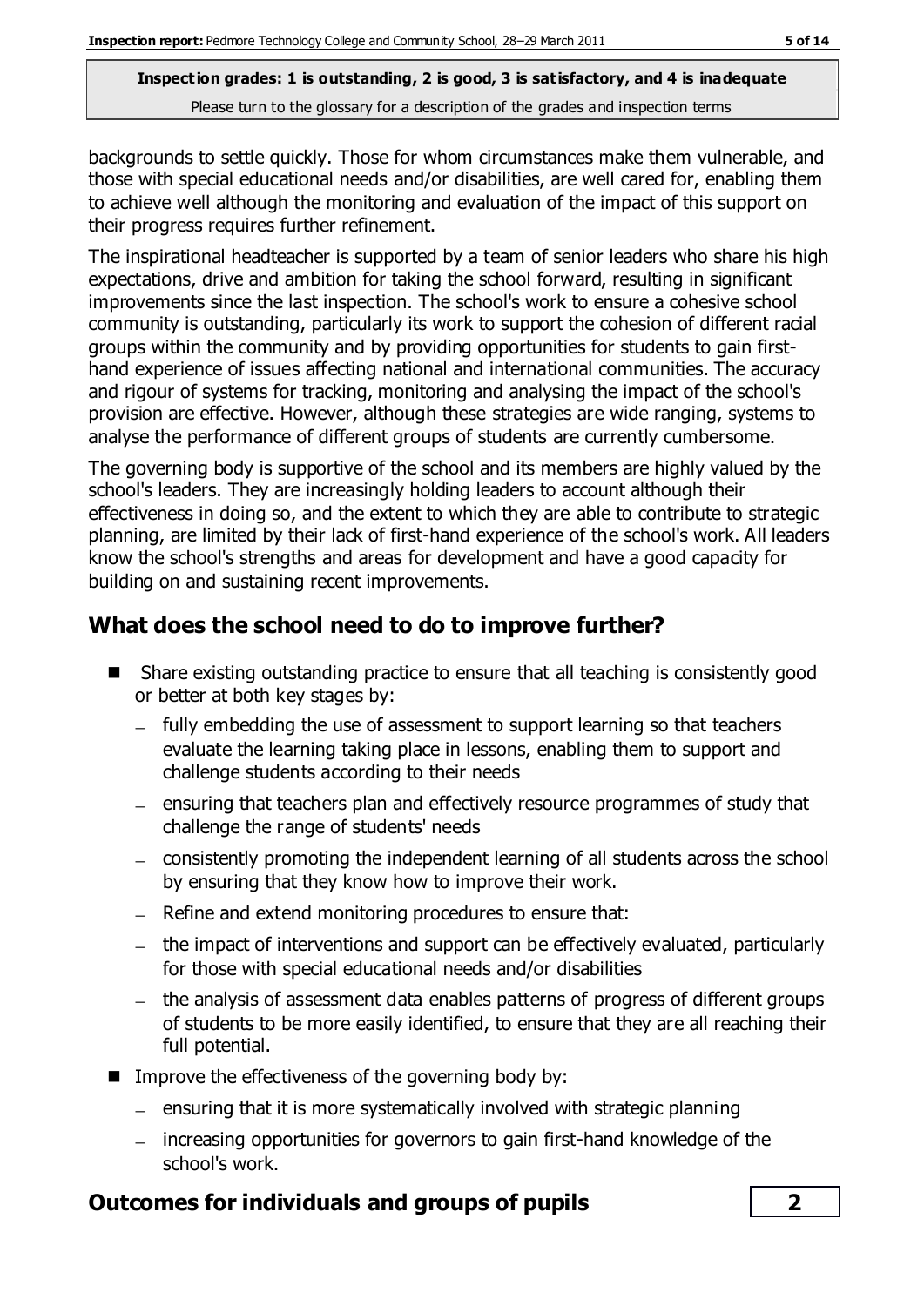**Inspection grades: 1 is outstanding, 2 is good, 3 is satisfactory, and 4 is inadequate**
Please turn to the glossary for a description of the grades and inspection terms

backgrounds to settle quickly. Those for whom circumstances make them vulnerable, and those with special educational needs and/or disabilities, are well cared for, enabling them to achieve well although the monitoring and evaluation of the impact of this support on their progress requires further refinement.

The inspirational headteacher is supported by a team of senior leaders who share his high expectations, drive and ambition for taking the school forward, resulting in significant improvements since the last inspection. The school's work to ensure a cohesive school community is outstanding, particularly its work to support the cohesion of different racial groups within the community and by providing opportunities for students to gain first-hand experience of issues affecting national and international communities. The accuracy and rigour of systems for tracking, monitoring and analysing the impact of the school's provision are effective. However, although these strategies are wide ranging, systems to analyse the performance of different groups of students are currently cumbersome.

The governing body is supportive of the school and its members are highly valued by the school's leaders. They are increasingly holding leaders to account although their effectiveness in doing so, and the extent to which they are able to contribute to strategic planning, are limited by their lack of first-hand experience of the school's work. All leaders know the school's strengths and areas for development and have a good capacity for building on and sustaining recent improvements.

## What does the school need to do to improve further?

- Share existing outstanding practice to ensure that all teaching is consistently good or better at both key stages by:
  - fully embedding the use of assessment to support learning so that teachers evaluate the learning taking place in lessons, enabling them to support and challenge students according to their needs
  - ensuring that teachers plan and effectively resource programmes of study that challenge the range of students' needs
  - consistently promoting the independent learning of all students across the school by ensuring that they know how to improve their work.
  - Refine and extend monitoring procedures to ensure that:
  - the impact of interventions and support can be effectively evaluated, particularly for those with special educational needs and/or disabilities
  - the analysis of assessment data enables patterns of progress of different groups of students to be more easily identified, to ensure that they are all reaching their full potential.
- Improve the effectiveness of the governing body by:
  - ensuring that it is more systematically involved with strategic planning
  - increasing opportunities for governors to gain first-hand knowledge of the school's work.

## Outcomes for individuals and groups of pupils — 2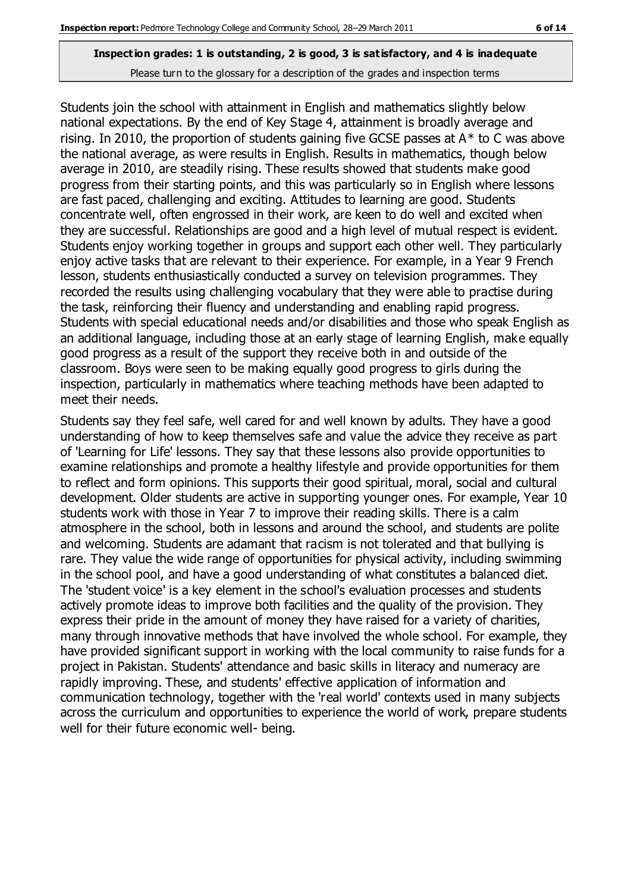**Inspection grades: 1 is outstanding, 2 is good, 3 is satisfactory, and 4 is inadequate**

Please turn to the glossary for a description of the grades and inspection terms

Students join the school with attainment in English and mathematics slightly below national expectations. By the end of Key Stage 4, attainment is broadly average and rising. In 2010, the proportion of students gaining five GCSE passes at A* to C was above the national average, as were results in English. Results in mathematics, though below average in 2010, are steadily rising. These results showed that students make good progress from their starting points, and this was particularly so in English where lessons are fast paced, challenging and exciting. Attitudes to learning are good. Students concentrate well, often engrossed in their work, are keen to do well and excited when they are successful. Relationships are good and a high level of mutual respect is evident. Students enjoy working together in groups and support each other well. They particularly enjoy active tasks that are relevant to their experience. For example, in a Year 9 French lesson, students enthusiastically conducted a survey on television programmes. They recorded the results using challenging vocabulary that they were able to practise during the task, reinforcing their fluency and understanding and enabling rapid progress. Students with special educational needs and/or disabilities and those who speak English as an additional language, including those at an early stage of learning English, make equally good progress as a result of the support they receive both in and outside of the classroom. Boys were seen to be making equally good progress to girls during the inspection, particularly in mathematics where teaching methods have been adapted to meet their needs.

Students say they feel safe, well cared for and well known by adults. They have a good understanding of how to keep themselves safe and value the advice they receive as part of 'Learning for Life' lessons. They say that these lessons also provide opportunities to examine relationships and promote a healthy lifestyle and provide opportunities for them to reflect and form opinions. This supports their good spiritual, moral, social and cultural development. Older students are active in supporting younger ones. For example, Year 10 students work with those in Year 7 to improve their reading skills. There is a calm atmosphere in the school, both in lessons and around the school, and students are polite and welcoming. Students are adamant that racism is not tolerated and that bullying is rare. They value the wide range of opportunities for physical activity, including swimming in the school pool, and have a good understanding of what constitutes a balanced diet. The 'student voice' is a key element in the school's evaluation processes and students actively promote ideas to improve both facilities and the quality of the provision. They express their pride in the amount of money they have raised for a variety of charities, many through innovative methods that have involved the whole school. For example, they have provided significant support in working with the local community to raise funds for a project in Pakistan. Students' attendance and basic skills in literacy and numeracy are rapidly improving. These, and students' effective application of information and communication technology, together with the 'real world' contexts used in many subjects across the curriculum and opportunities to experience the world of work, prepare students well for their future economic well- being.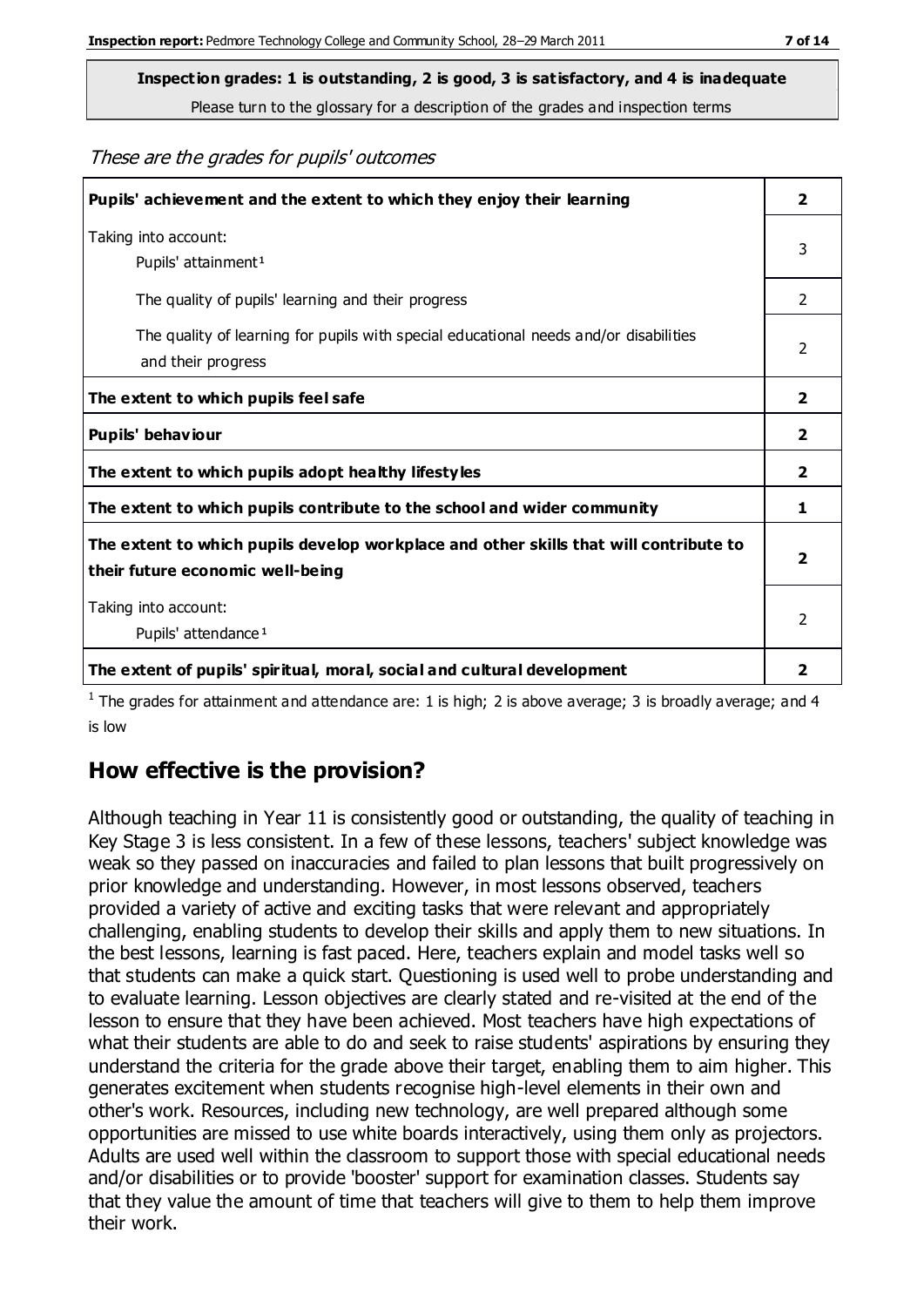**Inspection grades: 1 is outstanding, 2 is good, 3 is satisfactory, and 4 is inadequate**

Please turn to the glossary for a description of the grades and inspection terms

*These are the grades for pupils' outcomes*

| | |
|---|---|
| **Pupils' achievement and the extent to which they enjoy their learning** | **2** |
| Taking into account:<br>Pupils' attainment[1] | 3 |
| The quality of pupils' learning and their progress | 2 |
| The quality of learning for pupils with special educational needs and/or disabilities and their progress | 2 |
| **The extent to which pupils feel safe** | **2** |
| **Pupils' behaviour** | **2** |
| **The extent to which pupils adopt healthy lifestyles** | **2** |
| **The extent to which pupils contribute to the school and wider community** | **1** |
| **The extent to which pupils develop workplace and other skills that will contribute to their future economic well-being** | **2** |
| Taking into account:<br>Pupils' attendance[1] | 2 |
| **The extent of pupils' spiritual, moral, social and cultural development** | **2** |

[1] The grades for attainment and attendance are: 1 is high; 2 is above average; 3 is broadly average; and 4 is low

## How effective is the provision?

Although teaching in Year 11 is consistently good or outstanding, the quality of teaching in Key Stage 3 is less consistent. In a few of these lessons, teachers' subject knowledge was weak so they passed on inaccuracies and failed to plan lessons that built progressively on prior knowledge and understanding. However, in most lessons observed, teachers provided a variety of active and exciting tasks that were relevant and appropriately challenging, enabling students to develop their skills and apply them to new situations. In the best lessons, learning is fast paced. Here, teachers explain and model tasks well so that students can make a quick start. Questioning is used well to probe understanding and to evaluate learning. Lesson objectives are clearly stated and re-visited at the end of the lesson to ensure that they have been achieved. Most teachers have high expectations of what their students are able to do and seek to raise students' aspirations by ensuring they understand the criteria for the grade above their target, enabling them to aim higher. This generates excitement when students recognise high-level elements in their own and other's work. Resources, including new technology, are well prepared although some opportunities are missed to use white boards interactively, using them only as projectors. Adults are used well within the classroom to support those with special educational needs and/or disabilities or to provide 'booster' support for examination classes. Students say that they value the amount of time that teachers will give to them to help them improve their work.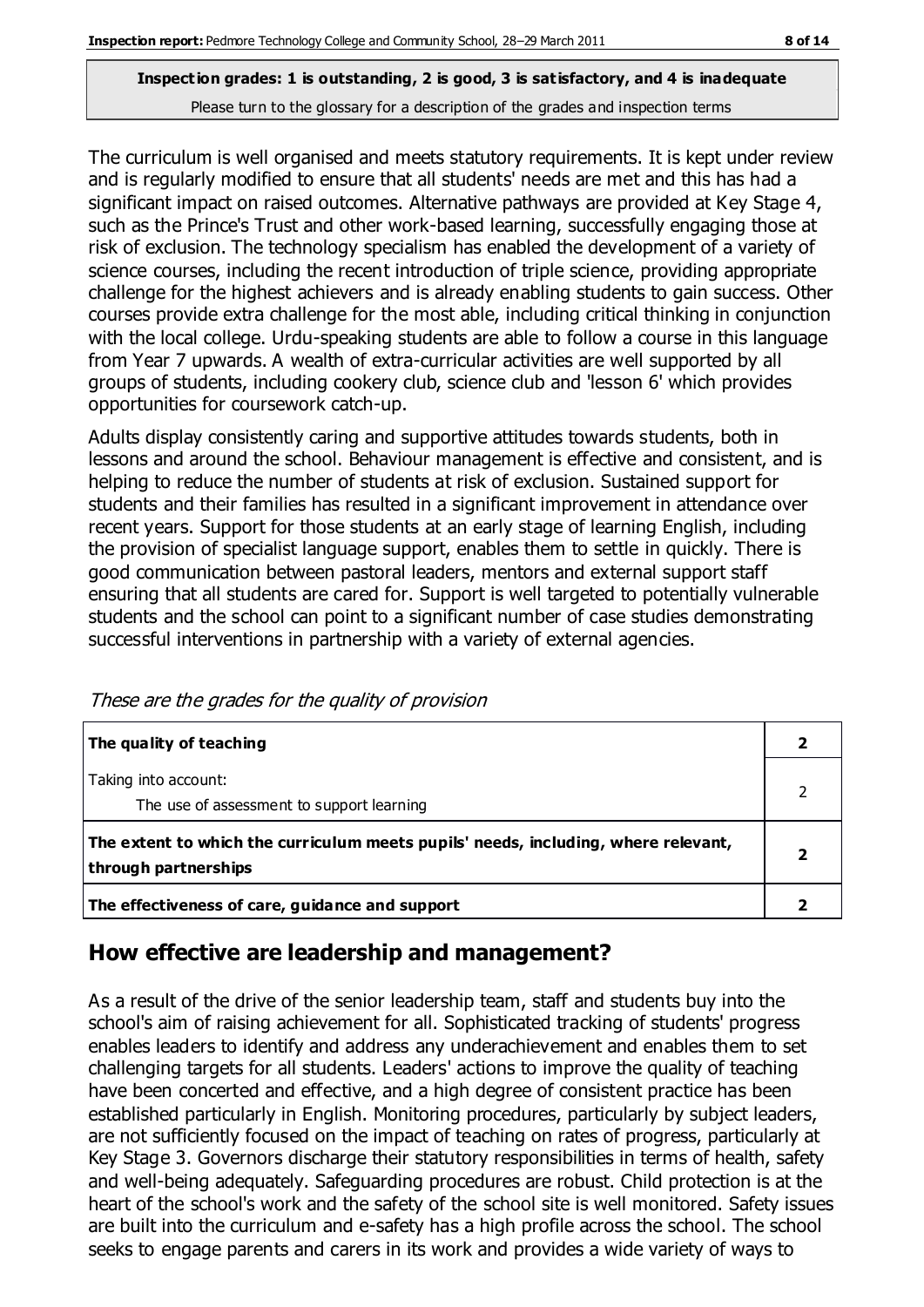**Inspection grades: 1 is outstanding, 2 is good, 3 is satisfactory, and 4 is inadequate**
Please turn to the glossary for a description of the grades and inspection terms

The curriculum is well organised and meets statutory requirements. It is kept under review and is regularly modified to ensure that all students' needs are met and this has had a significant impact on raised outcomes. Alternative pathways are provided at Key Stage 4, such as the Prince's Trust and other work-based learning, successfully engaging those at risk of exclusion. The technology specialism has enabled the development of a variety of science courses, including the recent introduction of triple science, providing appropriate challenge for the highest achievers and is already enabling students to gain success. Other courses provide extra challenge for the most able, including critical thinking in conjunction with the local college. Urdu-speaking students are able to follow a course in this language from Year 7 upwards. A wealth of extra-curricular activities are well supported by all groups of students, including cookery club, science club and 'lesson 6' which provides opportunities for coursework catch-up.

Adults display consistently caring and supportive attitudes towards students, both in lessons and around the school. Behaviour management is effective and consistent, and is helping to reduce the number of students at risk of exclusion. Sustained support for students and their families has resulted in a significant improvement in attendance over recent years. Support for those students at an early stage of learning English, including the provision of specialist language support, enables them to settle in quickly. There is good communication between pastoral leaders, mentors and external support staff ensuring that all students are cared for. Support is well targeted to potentially vulnerable students and the school can point to a significant number of case studies demonstrating successful interventions in partnership with a variety of external agencies.

*These are the grades for the quality of provision*

| | |
|---|---|
| **The quality of teaching** | **2** |
| Taking into account:<br>The use of assessment to support learning | 2 |
| **The extent to which the curriculum meets pupils' needs, including, where relevant, through partnerships** | **2** |
| **The effectiveness of care, guidance and support** | **2** |

## How effective are leadership and management?

As a result of the drive of the senior leadership team, staff and students buy into the school's aim of raising achievement for all. Sophisticated tracking of students' progress enables leaders to identify and address any underachievement and enables them to set challenging targets for all students. Leaders' actions to improve the quality of teaching have been concerted and effective, and a high degree of consistent practice has been established particularly in English. Monitoring procedures, particularly by subject leaders, are not sufficiently focused on the impact of teaching on rates of progress, particularly at Key Stage 3. Governors discharge their statutory responsibilities in terms of health, safety and well-being adequately. Safeguarding procedures are robust. Child protection is at the heart of the school's work and the safety of the school site is well monitored. Safety issues are built into the curriculum and e-safety has a high profile across the school. The school seeks to engage parents and carers in its work and provides a wide variety of ways to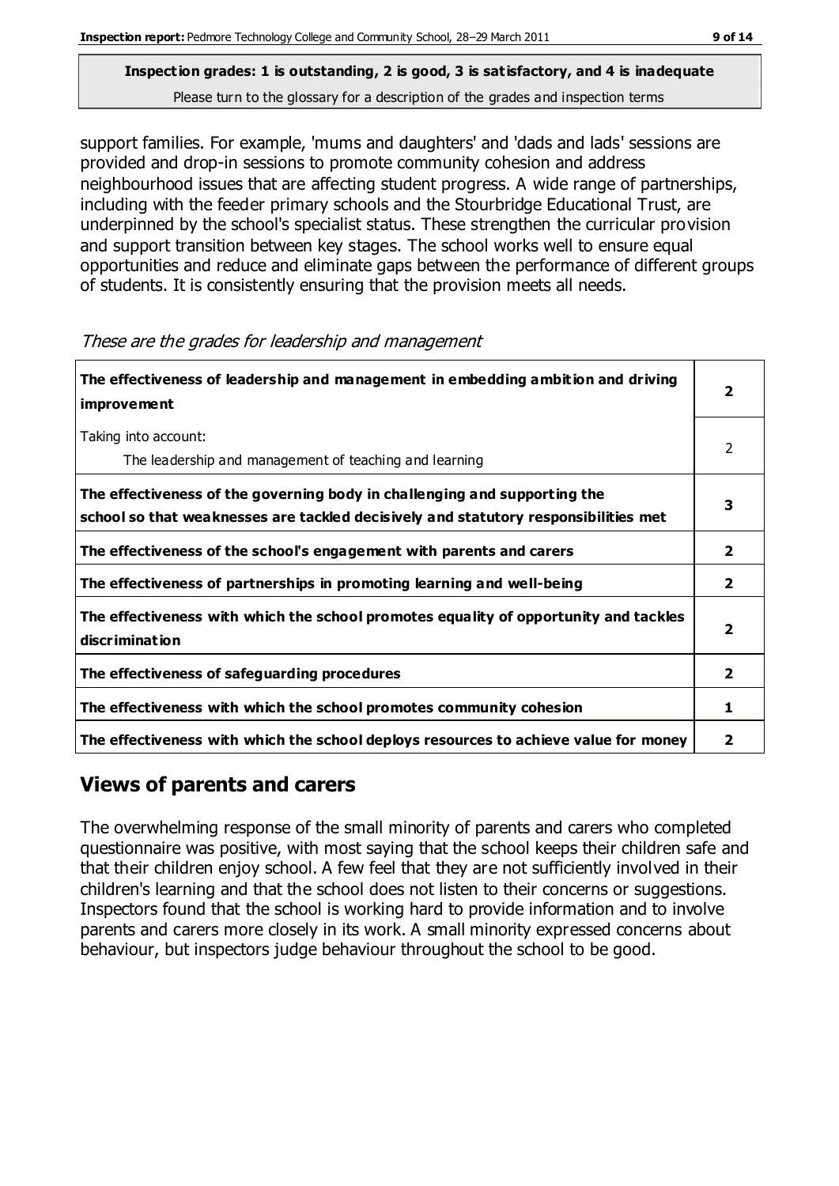**Inspection grades: 1 is outstanding, 2 is good, 3 is satisfactory, and 4 is inadequate**
Please turn to the glossary for a description of the grades and inspection terms

support families. For example, 'mums and daughters' and 'dads and lads' sessions are provided and drop-in sessions to promote community cohesion and address neighbourhood issues that are affecting student progress. A wide range of partnerships, including with the feeder primary schools and the Stourbridge Educational Trust, are underpinned by the school's specialist status. These strengthen the curricular provision and support transition between key stages. The school works well to ensure equal opportunities and reduce and eliminate gaps between the performance of different groups of students. It is consistently ensuring that the provision meets all needs.

*These are the grades for leadership and management*

| | |
|---|---|
| **The effectiveness of leadership and management in embedding ambition and driving improvement** | **2** |
| Taking into account:<br>The leadership and management of teaching and learning | 2 |
| **The effectiveness of the governing body in challenging and supporting the school so that weaknesses are tackled decisively and statutory responsibilities met** | **3** |
| **The effectiveness of the school's engagement with parents and carers** | **2** |
| **The effectiveness of partnerships in promoting learning and well-being** | **2** |
| **The effectiveness with which the school promotes equality of opportunity and tackles discrimination** | **2** |
| **The effectiveness of safeguarding procedures** | **2** |
| **The effectiveness with which the school promotes community cohesion** | **1** |
| **The effectiveness with which the school deploys resources to achieve value for money** | **2** |

## Views of parents and carers

The overwhelming response of the small minority of parents and carers who completed questionnaire was positive, with most saying that the school keeps their children safe and that their children enjoy school. A few feel that they are not sufficiently involved in their children's learning and that the school does not listen to their concerns or suggestions. Inspectors found that the school is working hard to provide information and to involve parents and carers more closely in its work. A small minority expressed concerns about behaviour, but inspectors judge behaviour throughout the school to be good.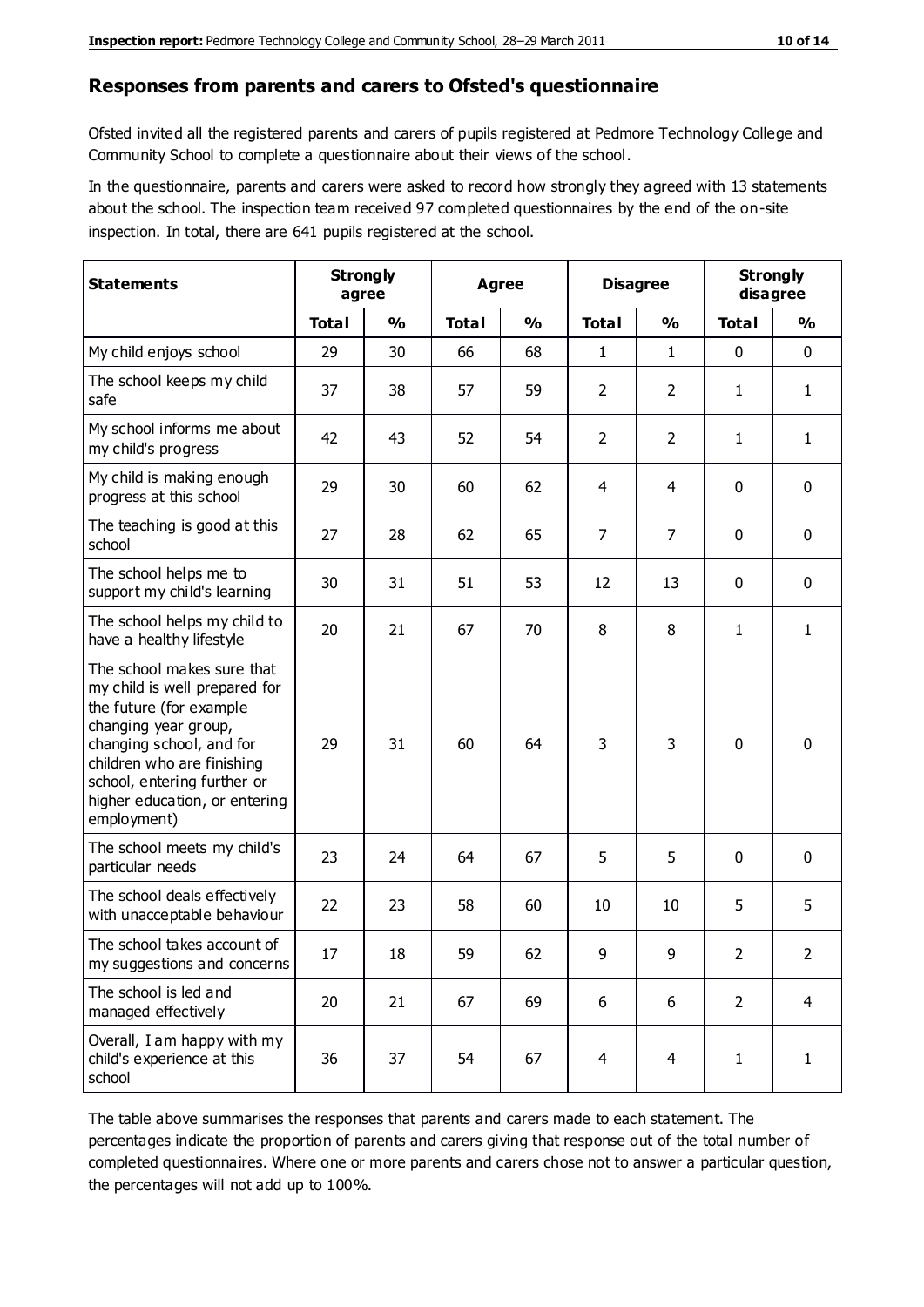## Responses from parents and carers to Ofsted's questionnaire

Ofsted invited all the registered parents and carers of pupils registered at Pedmore Technology College and Community School to complete a questionnaire about their views of the school.

In the questionnaire, parents and carers were asked to record how strongly they agreed with 13 statements about the school. The inspection team received 97 completed questionnaires by the end of the on-site inspection. In total, there are 641 pupils registered at the school.

| Statements | Strongly agree | | Agree | | Disagree | | Strongly disagree | |
|---|---|---|---|---|---|---|---|---|
| | **Total** | **%** | **Total** | **%** | **Total** | **%** | **Total** | **%** |
| My child enjoys school | 29 | 30 | 66 | 68 | 1 | 1 | 0 | 0 |
| The school keeps my child safe | 37 | 38 | 57 | 59 | 2 | 2 | 1 | 1 |
| My school informs me about my child's progress | 42 | 43 | 52 | 54 | 2 | 2 | 1 | 1 |
| My child is making enough progress at this school | 29 | 30 | 60 | 62 | 4 | 4 | 0 | 0 |
| The teaching is good at this school | 27 | 28 | 62 | 65 | 7 | 7 | 0 | 0 |
| The school helps me to support my child's learning | 30 | 31 | 51 | 53 | 12 | 13 | 0 | 0 |
| The school helps my child to have a healthy lifestyle | 20 | 21 | 67 | 70 | 8 | 8 | 1 | 1 |
| The school makes sure that my child is well prepared for the future (for example changing year group, changing school, and for children who are finishing school, entering further or higher education, or entering employment) | 29 | 31 | 60 | 64 | 3 | 3 | 0 | 0 |
| The school meets my child's particular needs | 23 | 24 | 64 | 67 | 5 | 5 | 0 | 0 |
| The school deals effectively with unacceptable behaviour | 22 | 23 | 58 | 60 | 10 | 10 | 5 | 5 |
| The school takes account of my suggestions and concerns | 17 | 18 | 59 | 62 | 9 | 9 | 2 | 2 |
| The school is led and managed effectively | 20 | 21 | 67 | 69 | 6 | 6 | 2 | 4 |
| Overall, I am happy with my child's experience at this school | 36 | 37 | 54 | 67 | 4 | 4 | 1 | 1 |

The table above summarises the responses that parents and carers made to each statement. The percentages indicate the proportion of parents and carers giving that response out of the total number of completed questionnaires. Where one or more parents and carers chose not to answer a particular question, the percentages will not add up to 100%.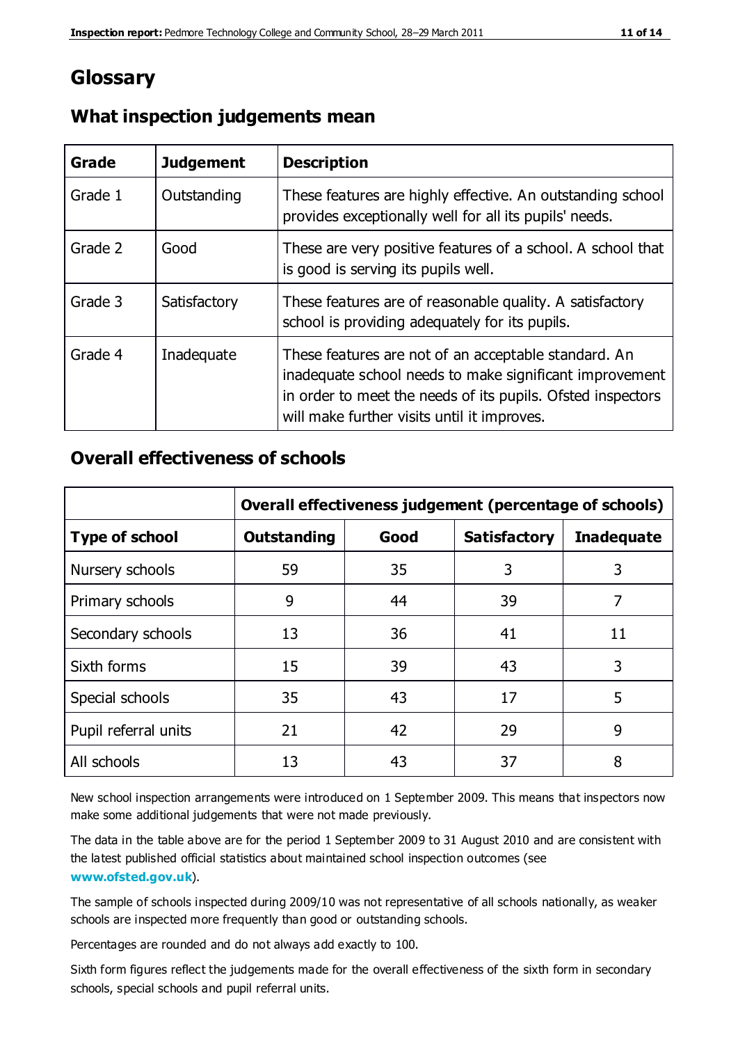# Glossary

## What inspection judgements mean

| Grade | Judgement | Description |
|---|---|---|
| Grade 1 | Outstanding | These features are highly effective. An outstanding school provides exceptionally well for all its pupils' needs. |
| Grade 2 | Good | These are very positive features of a school. A school that is good is serving its pupils well. |
| Grade 3 | Satisfactory | These features are of reasonable quality. A satisfactory school is providing adequately for its pupils. |
| Grade 4 | Inadequate | These features are not of an acceptable standard. An inadequate school needs to make significant improvement in order to meet the needs of its pupils. Ofsted inspectors will make further visits until it improves. |

## Overall effectiveness of schools

| | **Overall effectiveness judgement (percentage of schools)** | | | |
|---|---|---|---|---|
| **Type of school** | **Outstanding** | **Good** | **Satisfactory** | **Inadequate** |
| Nursery schools | 59 | 35 | 3 | 3 |
| Primary schools | 9 | 44 | 39 | 7 |
| Secondary schools | 13 | 36 | 41 | 11 |
| Sixth forms | 15 | 39 | 43 | 3 |
| Special schools | 35 | 43 | 17 | 5 |
| Pupil referral units | 21 | 42 | 29 | 9 |
| All schools | 13 | 43 | 37 | 8 |

New school inspection arrangements were introduced on 1 September 2009. This means that inspectors now make some additional judgements that were not made previously.

The data in the table above are for the period 1 September 2009 to 31 August 2010 and are consistent with the latest published official statistics about maintained school inspection outcomes (see **www.ofsted.gov.uk**).

The sample of schools inspected during 2009/10 was not representative of all schools nationally, as weaker schools are inspected more frequently than good or outstanding schools.

Percentages are rounded and do not always add exactly to 100.

Sixth form figures reflect the judgements made for the overall effectiveness of the sixth form in secondary schools, special schools and pupil referral units.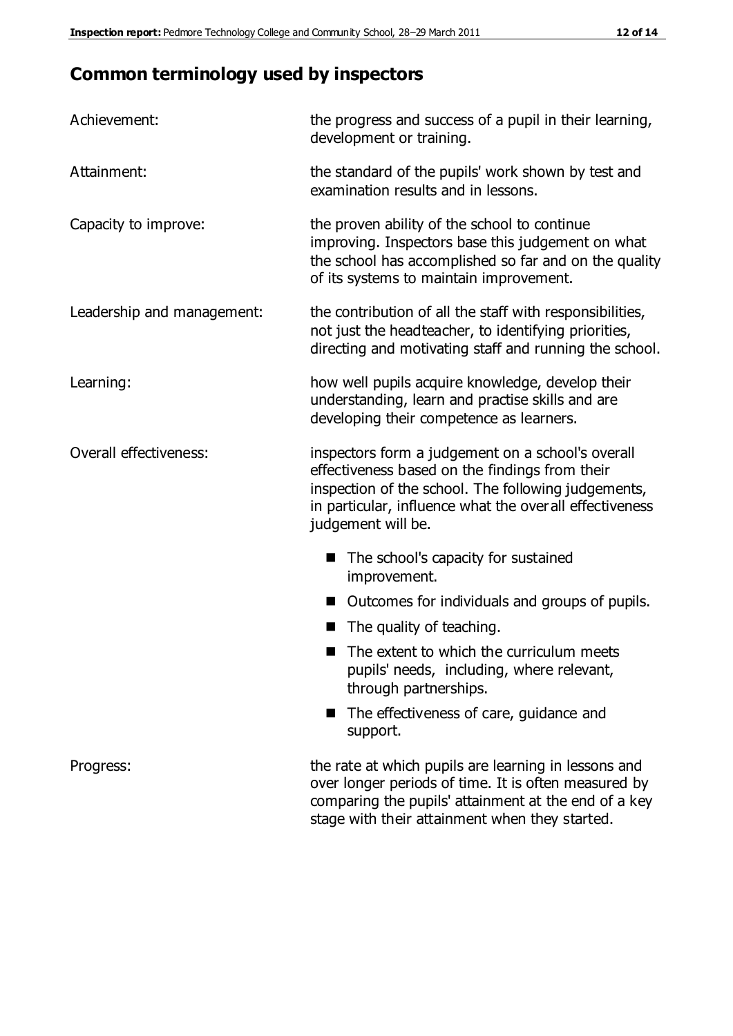## Common terminology used by inspectors

| | |
|---|---|
| Achievement: | the progress and success of a pupil in their learning, development or training. |
| Attainment: | the standard of the pupils' work shown by test and examination results and in lessons. |
| Capacity to improve: | the proven ability of the school to continue improving. Inspectors base this judgement on what the school has accomplished so far and on the quality of its systems to maintain improvement. |
| Leadership and management: | the contribution of all the staff with responsibilities, not just the headteacher, to identifying priorities, directing and motivating staff and running the school. |
| Learning: | how well pupils acquire knowledge, develop their understanding, learn and practise skills and are developing their competence as learners. |
| Overall effectiveness: | inspectors form a judgement on a school's overall effectiveness based on the findings from their inspection of the school. The following judgements, in particular, influence what the overall effectiveness judgement will be. |

- The school's capacity for sustained improvement.
- Outcomes for individuals and groups of pupils.
- The quality of teaching.
- The extent to which the curriculum meets pupils' needs, including, where relevant, through partnerships.
- The effectiveness of care, guidance and support.

| | |
|---|---|
| Progress: | the rate at which pupils are learning in lessons and over longer periods of time. It is often measured by comparing the pupils' attainment at the end of a key stage with their attainment when they started. |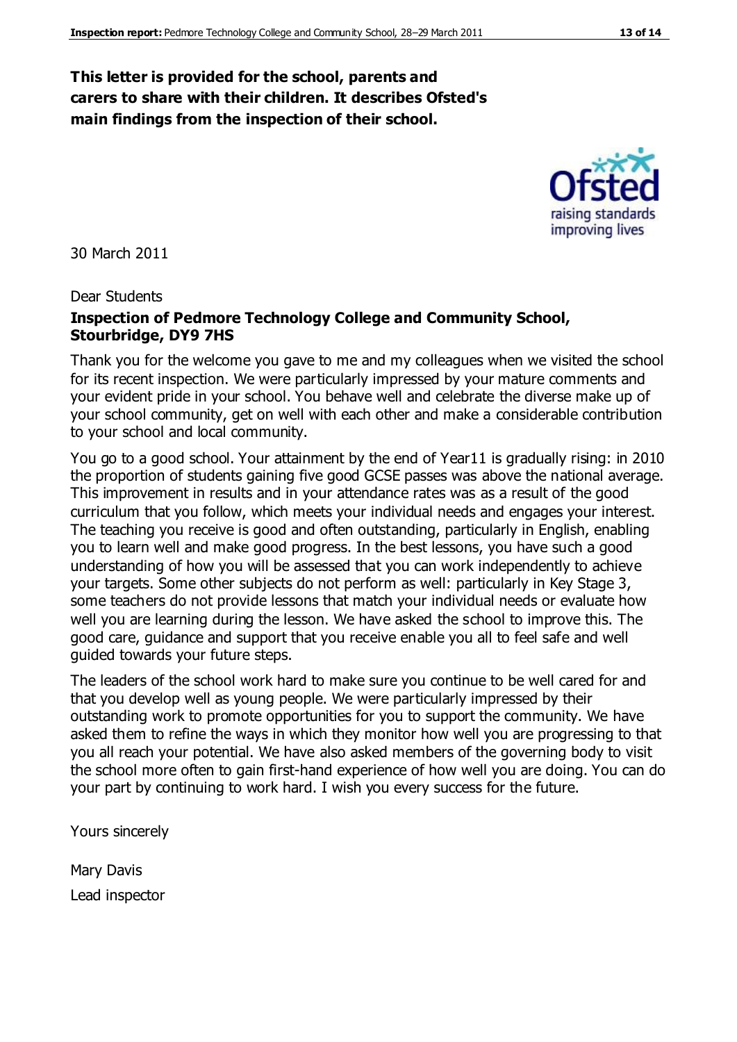**This letter is provided for the school, parents and carers to share with their children. It describes Ofsted's main findings from the inspection of their school.**

30 March 2011

Dear Students

**Inspection of Pedmore Technology College and Community School, Stourbridge, DY9 7HS**

Thank you for the welcome you gave to me and my colleagues when we visited the school for its recent inspection. We were particularly impressed by your mature comments and your evident pride in your school. You behave well and celebrate the diverse make up of your school community, get on well with each other and make a considerable contribution to your school and local community.

You go to a good school. Your attainment by the end of Year11 is gradually rising: in 2010 the proportion of students gaining five good GCSE passes was above the national average. This improvement in results and in your attendance rates was as a result of the good curriculum that you follow, which meets your individual needs and engages your interest. The teaching you receive is good and often outstanding, particularly in English, enabling you to learn well and make good progress. In the best lessons, you have such a good understanding of how you will be assessed that you can work independently to achieve your targets. Some other subjects do not perform as well: particularly in Key Stage 3, some teachers do not provide lessons that match your individual needs or evaluate how well you are learning during the lesson. We have asked the school to improve this. The good care, guidance and support that you receive enable you all to feel safe and well guided towards your future steps.

The leaders of the school work hard to make sure you continue to be well cared for and that you develop well as young people. We were particularly impressed by their outstanding work to promote opportunities for you to support the community. We have asked them to refine the ways in which they monitor how well you are progressing to that you all reach your potential. We have also asked members of the governing body to visit the school more often to gain first-hand experience of how well you are doing. You can do your part by continuing to work hard. I wish you every success for the future.

Yours sincerely

Mary Davis

Lead inspector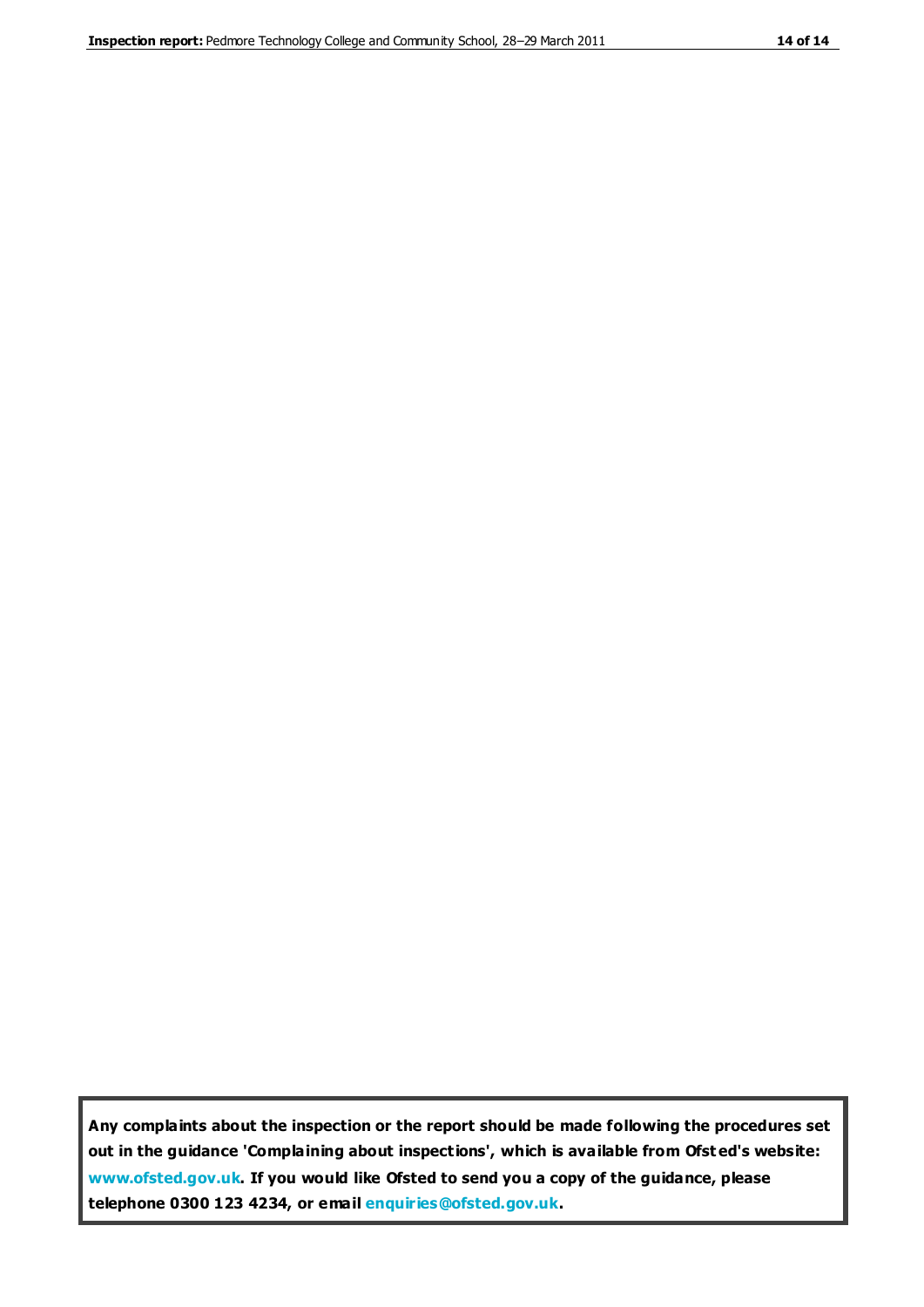**Any complaints about the inspection or the report should be made following the procedures set out in the guidance 'Complaining about inspections', which is available from Ofsted's website: www.ofsted.gov.uk. If you would like Ofsted to send you a copy of the guidance, please telephone 0300 123 4234, or email enquiries@ofsted.gov.uk.**